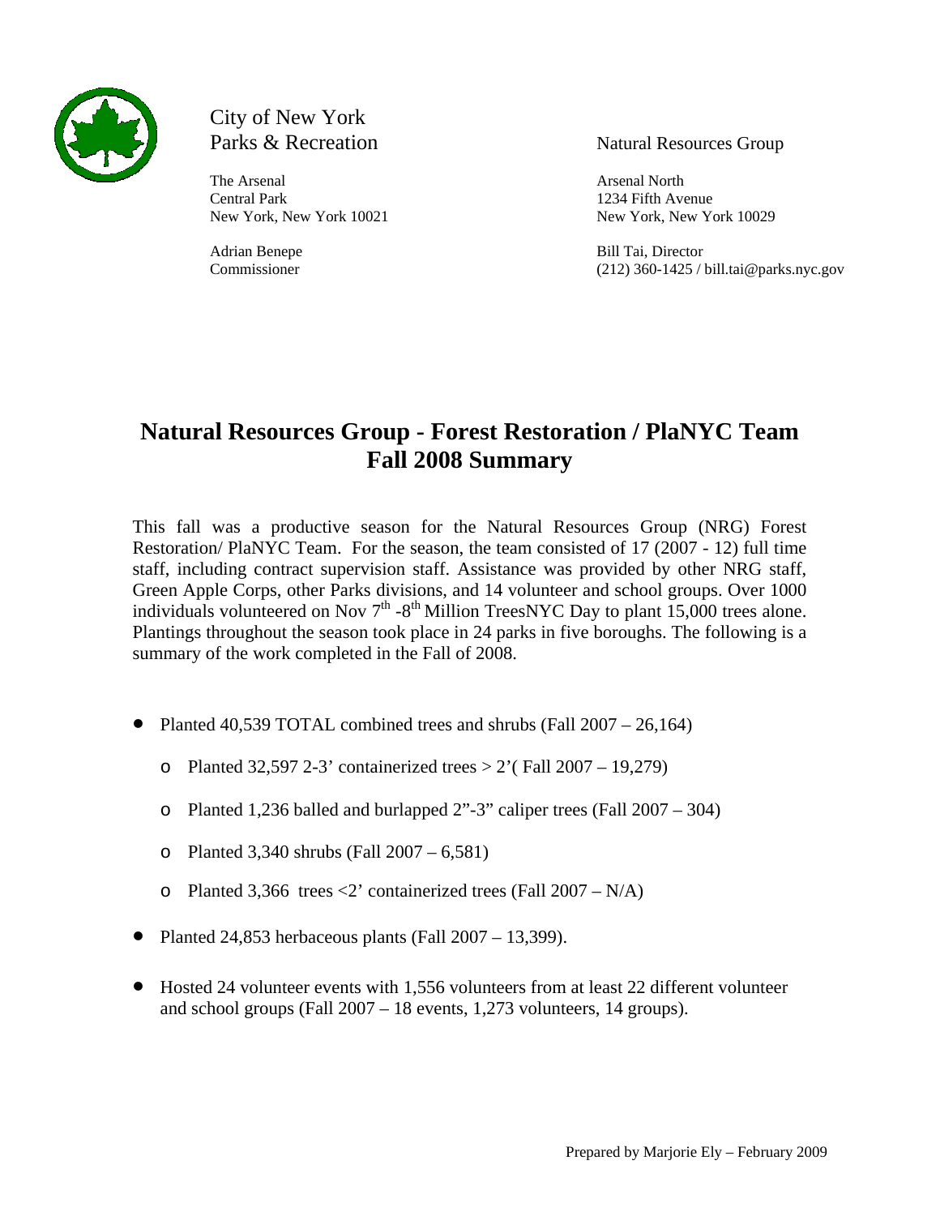City of New York
Parks & Recreation

The Arsenal
Central Park
New York, New York 10021

Adrian Benepe
Commissioner

Natural Resources Group

Arsenal North
1234 Fifth Avenue
New York, New York 10029

Bill Tai, Director
(212) 360-1425 / bill.tai@parks.nyc.gov

# Natural Resources Group - Forest Restoration / PlaNYC Team Fall 2008 Summary

This fall was a productive season for the Natural Resources Group (NRG) Forest Restoration/ PlaNYC Team. For the season, the team consisted of 17 (2007 - 12) full time staff, including contract supervision staff. Assistance was provided by other NRG staff, Green Apple Corps, other Parks divisions, and 14 volunteer and school groups. Over 1000 individuals volunteered on Nov 7th -8th Million TreesNYC Day to plant 15,000 trees alone. Plantings throughout the season took place in 24 parks in five boroughs. The following is a summary of the work completed in the Fall of 2008.

- Planted 40,539 TOTAL combined trees and shrubs (Fall 2007 – 26,164)
  - Planted 32,597 2-3' containerized trees > 2'( Fall 2007 – 19,279)
  - Planted 1,236 balled and burlapped 2"-3" caliper trees (Fall 2007 – 304)
  - Planted 3,340 shrubs (Fall 2007 – 6,581)
  - Planted 3,366 trees <2' containerized trees (Fall 2007 – N/A)
- Planted 24,853 herbaceous plants (Fall 2007 – 13,399).
- Hosted 24 volunteer events with 1,556 volunteers from at least 22 different volunteer and school groups (Fall 2007 – 18 events, 1,273 volunteers, 14 groups).

Prepared by Marjorie Ely – February 2009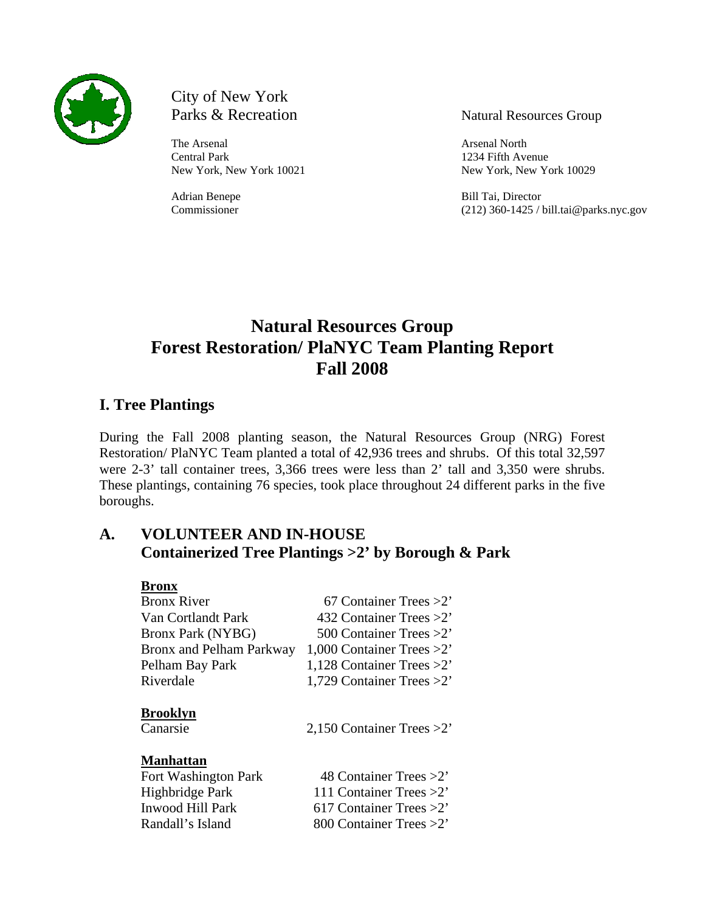City of New York
Parks & Recreation

The Arsenal
Central Park
New York, New York 10021

Adrian Benepe
Commissioner

Natural Resources Group

Arsenal North
1234 Fifth Avenue
New York, New York 10029

Bill Tai, Director
(212) 360-1425 / bill.tai@parks.nyc.gov

# Natural Resources Group
# Forest Restoration/ PlaNYC Team Planting Report
# Fall 2008

## I. Tree Plantings

During the Fall 2008 planting season, the Natural Resources Group (NRG) Forest Restoration/ PlaNYC Team planted a total of 42,936 trees and shrubs. Of this total 32,597 were 2-3' tall container trees, 3,366 trees were less than 2' tall and 3,350 were shrubs. These plantings, containing 76 species, took place throughout 24 different parks in the five boroughs.

## A. VOLUNTEER AND IN-HOUSE Containerized Tree Plantings >2' by Borough & Park

**Bronx**

| | |
|---|---|
| Bronx River | 67 Container Trees >2' |
| Van Cortlandt Park | 432 Container Trees >2' |
| Bronx Park (NYBG) | 500 Container Trees >2' |
| Bronx and Pelham Parkway | 1,000 Container Trees >2' |
| Pelham Bay Park | 1,128 Container Trees >2' |
| Riverdale | 1,729 Container Trees >2' |

**Brooklyn**

| | |
|---|---|
| Canarsie | 2,150 Container Trees >2' |

**Manhattan**

| | |
|---|---|
| Fort Washington Park | 48 Container Trees >2' |
| Highbridge Park | 111 Container Trees >2' |
| Inwood Hill Park | 617 Container Trees >2' |
| Randall's Island | 800 Container Trees >2' |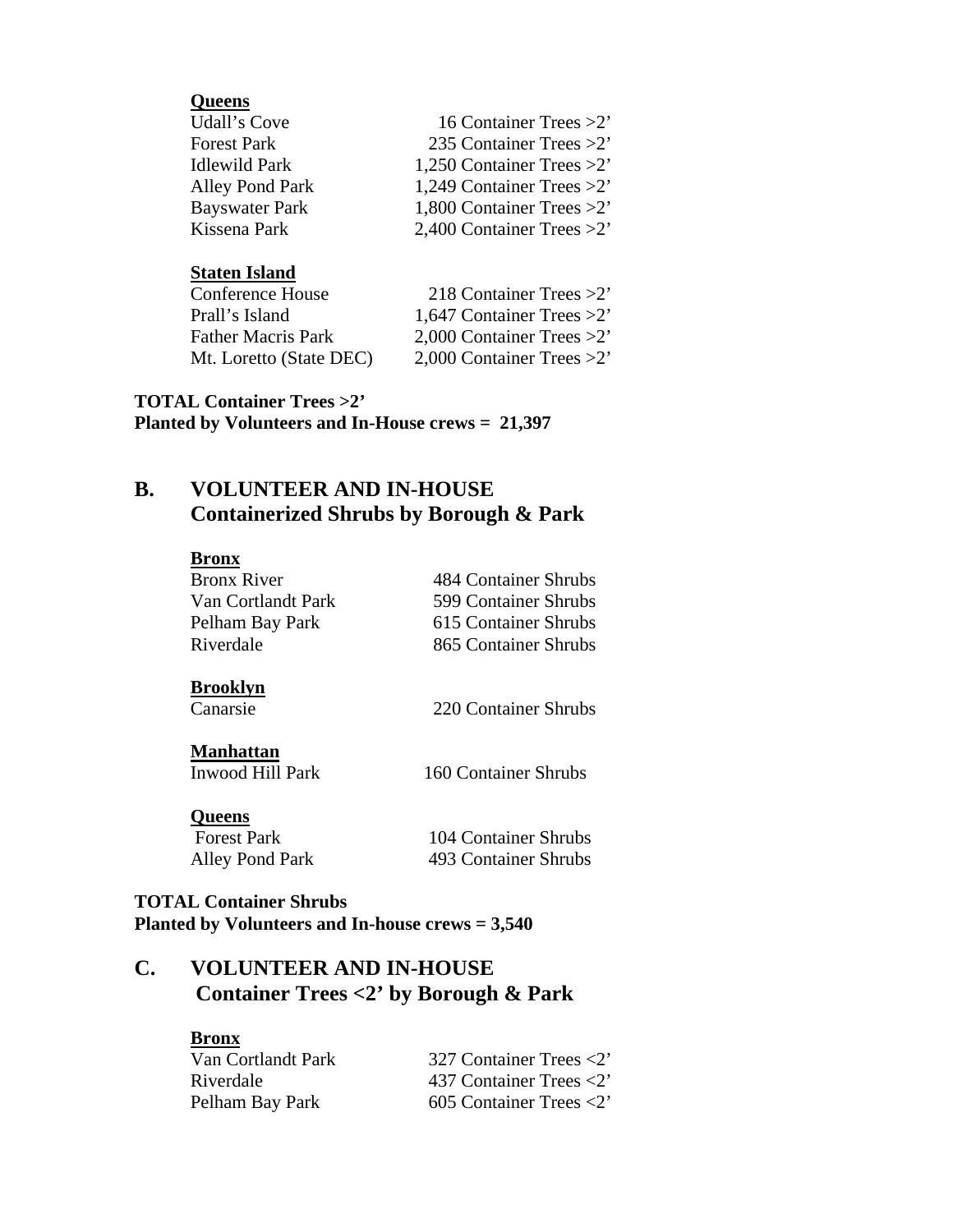**Queens**

| | |
|---|---|
| Udall's Cove | 16 Container Trees >2' |
| Forest Park | 235 Container Trees >2' |
| Idlewild Park | 1,250 Container Trees >2' |
| Alley Pond Park | 1,249 Container Trees >2' |
| Bayswater Park | 1,800 Container Trees >2' |
| Kissena Park | 2,400 Container Trees >2' |

**Staten Island**

| | |
|---|---|
| Conference House | 218 Container Trees >2' |
| Prall's Island | 1,647 Container Trees >2' |
| Father Macris Park | 2,000 Container Trees >2' |
| Mt. Loretto (State DEC) | 2,000 Container Trees >2' |

**TOTAL Container Trees >2'**
**Planted by Volunteers and In-House crews = 21,397**

## B. VOLUNTEER AND IN-HOUSE Containerized Shrubs by Borough & Park

**Bronx**

| | |
|---|---|
| Bronx River | 484 Container Shrubs |
| Van Cortlandt Park | 599 Container Shrubs |
| Pelham Bay Park | 615 Container Shrubs |
| Riverdale | 865 Container Shrubs |

**Brooklyn**

| | |
|---|---|
| Canarsie | 220 Container Shrubs |

**Manhattan**

| | |
|---|---|
| Inwood Hill Park | 160 Container Shrubs |

**Queens**

| | |
|---|---|
| Forest Park | 104 Container Shrubs |
| Alley Pond Park | 493 Container Shrubs |

**TOTAL Container Shrubs**
**Planted by Volunteers and In-house crews = 3,540**

## C. VOLUNTEER AND IN-HOUSE Container Trees <2' by Borough & Park

**Bronx**

| | |
|---|---|
| Van Cortlandt Park | 327 Container Trees <2' |
| Riverdale | 437 Container Trees <2' |
| Pelham Bay Park | 605 Container Trees <2' |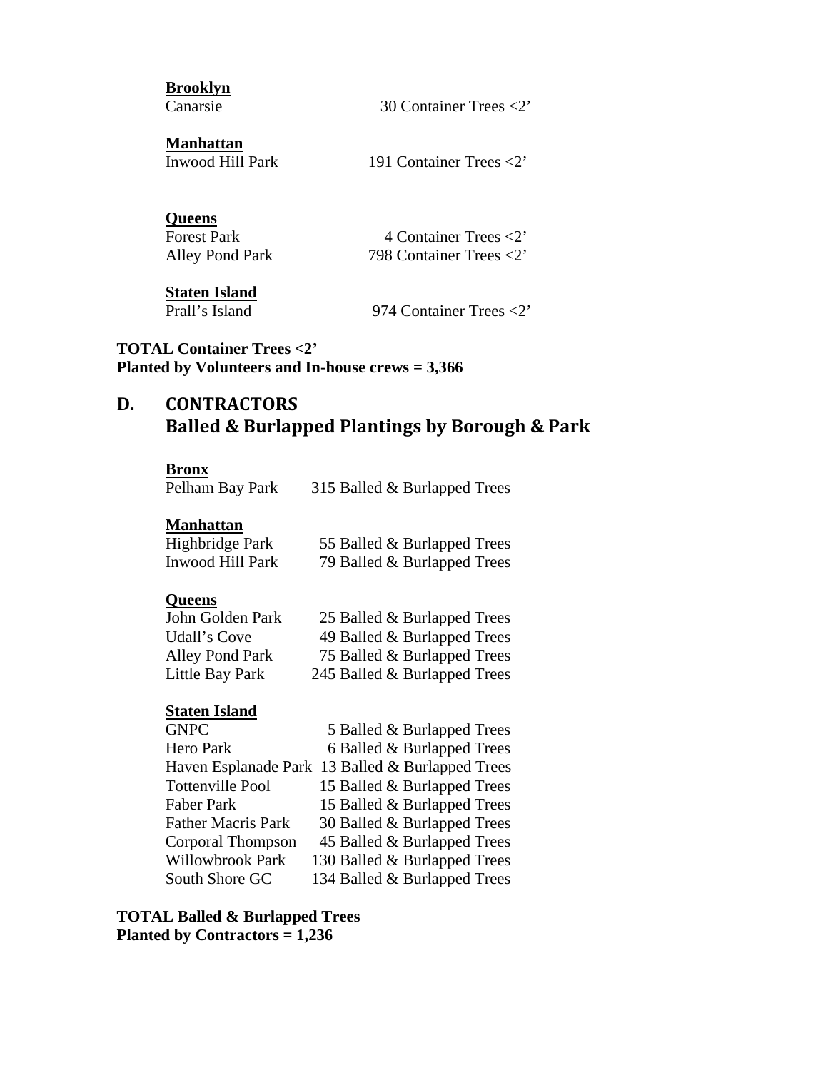**Brooklyn**

Canarsie 30 Container Trees <2'

**Manhattan**

Inwood Hill Park 191 Container Trees <2'

**Queens**

Forest Park 4 Container Trees <2'
Alley Pond Park 798 Container Trees <2'

**Staten Island**

Prall's Island 974 Container Trees <2'

**TOTAL Container Trees <2'**
**Planted by Volunteers and In-house crews = 3,366**

## D. CONTRACTORS
## Balled & Burlapped Plantings by Borough & Park

**Bronx**

Pelham Bay Park 315 Balled & Burlapped Trees

**Manhattan**

Highbridge Park 55 Balled & Burlapped Trees
Inwood Hill Park 79 Balled & Burlapped Trees

**Queens**

John Golden Park 25 Balled & Burlapped Trees
Udall's Cove 49 Balled & Burlapped Trees
Alley Pond Park 75 Balled & Burlapped Trees
Little Bay Park 245 Balled & Burlapped Trees

**Staten Island**

GNPC 5 Balled & Burlapped Trees
Hero Park 6 Balled & Burlapped Trees
Haven Esplanade Park 13 Balled & Burlapped Trees
Tottenville Pool 15 Balled & Burlapped Trees
Faber Park 15 Balled & Burlapped Trees
Father Macris Park 30 Balled & Burlapped Trees
Corporal Thompson 45 Balled & Burlapped Trees
Willowbrook Park 130 Balled & Burlapped Trees
South Shore GC 134 Balled & Burlapped Trees

**TOTAL Balled & Burlapped Trees**
**Planted by Contractors = 1,236**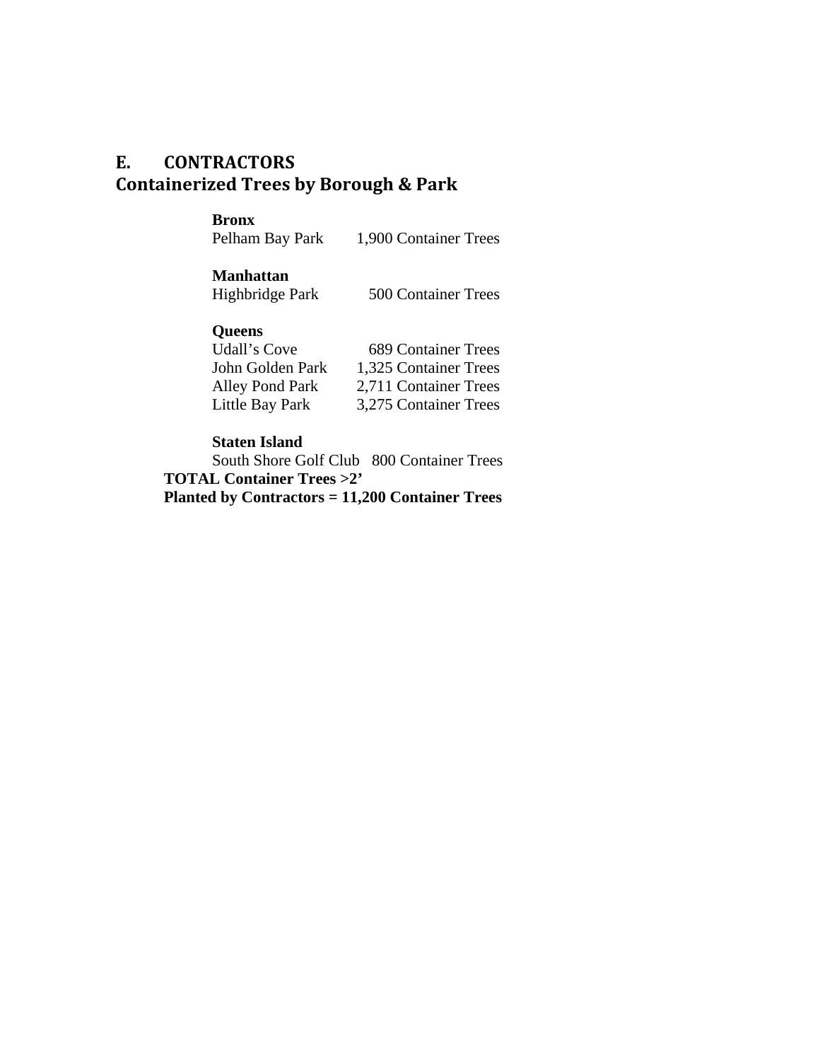## E. CONTRACTORS
## Containerized Trees by Borough & Park

**Bronx**
Pelham Bay Park 1,900 Container Trees

**Manhattan**
Highbridge Park 500 Container Trees

**Queens**
Udall's Cove 689 Container Trees
John Golden Park 1,325 Container Trees
Alley Pond Park 2,711 Container Trees
Little Bay Park 3,275 Container Trees

**Staten Island**
South Shore Golf Club 800 Container Trees

**TOTAL Container Trees >2'**
**Planted by Contractors = 11,200 Container Trees**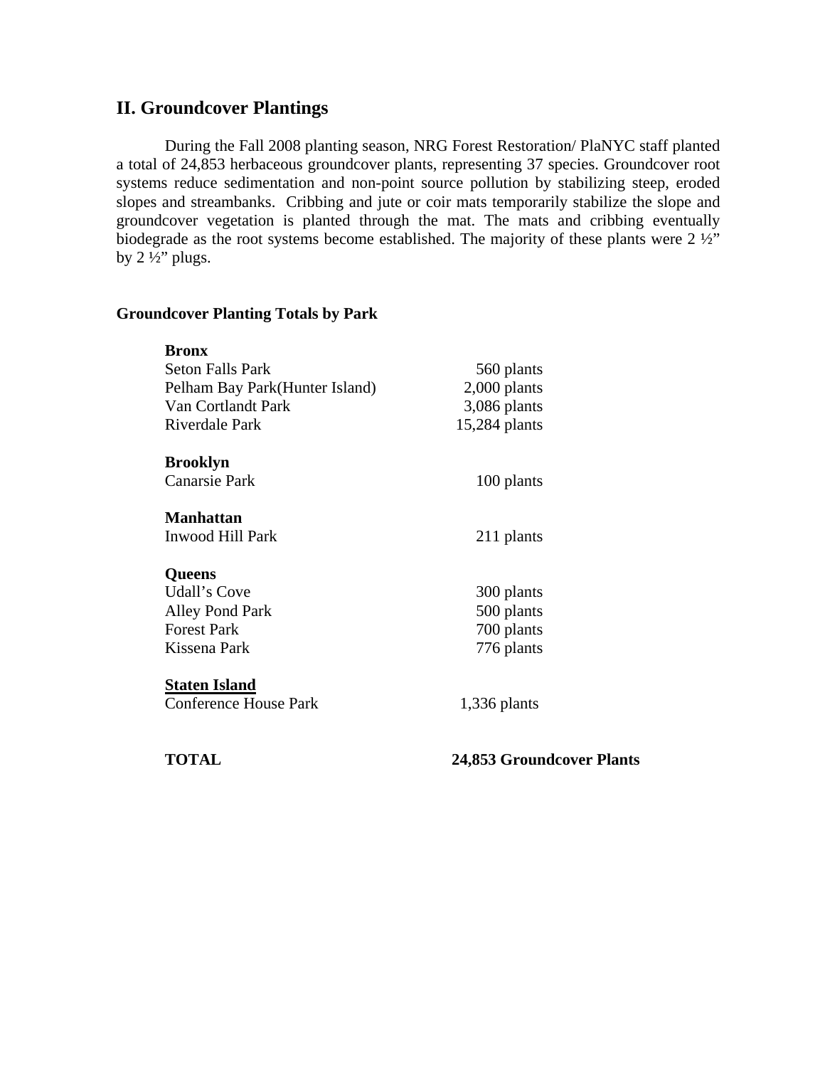## II. Groundcover Plantings

During the Fall 2008 planting season, NRG Forest Restoration/ PlaNYC staff planted a total of 24,853 herbaceous groundcover plants, representing 37 species. Groundcover root systems reduce sedimentation and non-point source pollution by stabilizing steep, eroded slopes and streambanks. Cribbing and jute or coir mats temporarily stabilize the slope and groundcover vegetation is planted through the mat. The mats and cribbing eventually biodegrade as the root systems become established. The majority of these plants were 2 ½" by 2 ½" plugs.

**Groundcover Planting Totals by Park**

| | |
|---|---|
| **Bronx** | |
| Seton Falls Park | 560 plants |
| Pelham Bay Park(Hunter Island) | 2,000 plants |
| Van Cortlandt Park | 3,086 plants |
| Riverdale Park | 15,284 plants |
| **Brooklyn** | |
| Canarsie Park | 100 plants |
| **Manhattan** | |
| Inwood Hill Park | 211 plants |
| **Queens** | |
| Udall's Cove | 300 plants |
| Alley Pond Park | 500 plants |
| Forest Park | 700 plants |
| Kissena Park | 776 plants |
| **Staten Island** | |
| Conference House Park | 1,336 plants |
| **TOTAL** | **24,853 Groundcover Plants** |